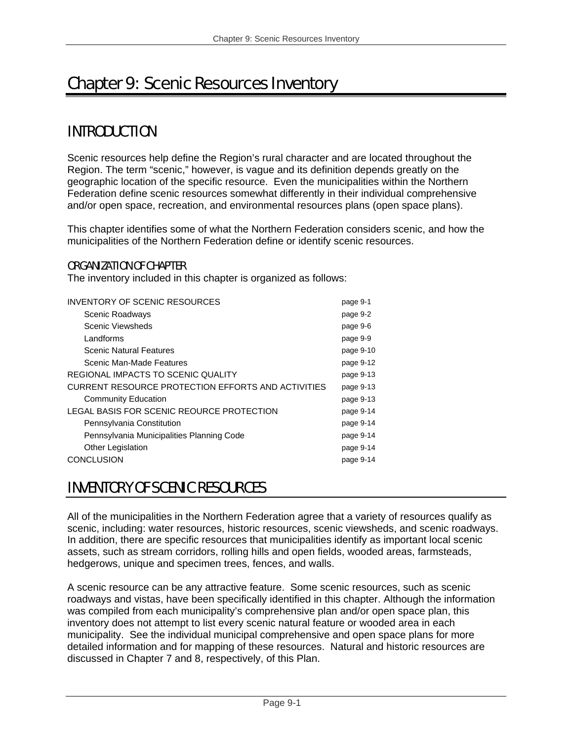# Chapter 9: Scenic Resources Inventory

## INTRODUCTION

Scenic resources help define the Region's rural character and are located throughout the Region. The term "scenic," however, is vague and its definition depends greatly on the geographic location of the specific resource. Even the municipalities within the Northern Federation define scenic resources somewhat differently in their individual comprehensive and/or open space, recreation, and environmental resources plans (open space plans).

This chapter identifies some of what the Northern Federation considers scenic, and how the municipalities of the Northern Federation define or identify scenic resources.

### ORGANIZATION OF CHAPTER

The inventory included in this chapter is organized as follows:

| | |
|---|---|
| INVENTORY OF SCENIC RESOURCES | page 9-1 |
| Scenic Roadways | page 9-2 |
| Scenic Viewsheds | page 9-6 |
| Landforms | page 9-9 |
| Scenic Natural Features | page 9-10 |
| Scenic Man-Made Features | page 9-12 |
| REGIONAL IMPACTS TO SCENIC QUALITY | page 9-13 |
| CURRENT RESOURCE PROTECTION EFFORTS AND ACTIVITIES | page 9-13 |
| Community Education | page 9-13 |
| LEGAL BASIS FOR SCENIC REOURCE PROTECTION | page 9-14 |
| Pennsylvania Constitution | page 9-14 |
| Pennsylvania Municipalities Planning Code | page 9-14 |
| Other Legislation | page 9-14 |
| CONCLUSION | page 9-14 |

## INVENTORY OF SCENIC RESOURCES

All of the municipalities in the Northern Federation agree that a variety of resources qualify as scenic, including: water resources, historic resources, scenic viewsheds, and scenic roadways. In addition, there are specific resources that municipalities identify as important local scenic assets, such as stream corridors, rolling hills and open fields, wooded areas, farmsteads, hedgerows, unique and specimen trees, fences, and walls.

A scenic resource can be any attractive feature. Some scenic resources, such as scenic roadways and vistas, have been specifically identified in this chapter. Although the information was compiled from each municipality's comprehensive plan and/or open space plan, this inventory does not attempt to list every scenic natural feature or wooded area in each municipality. See the individual municipal comprehensive and open space plans for more detailed information and for mapping of these resources. Natural and historic resources are discussed in Chapter 7 and 8, respectively, of this Plan.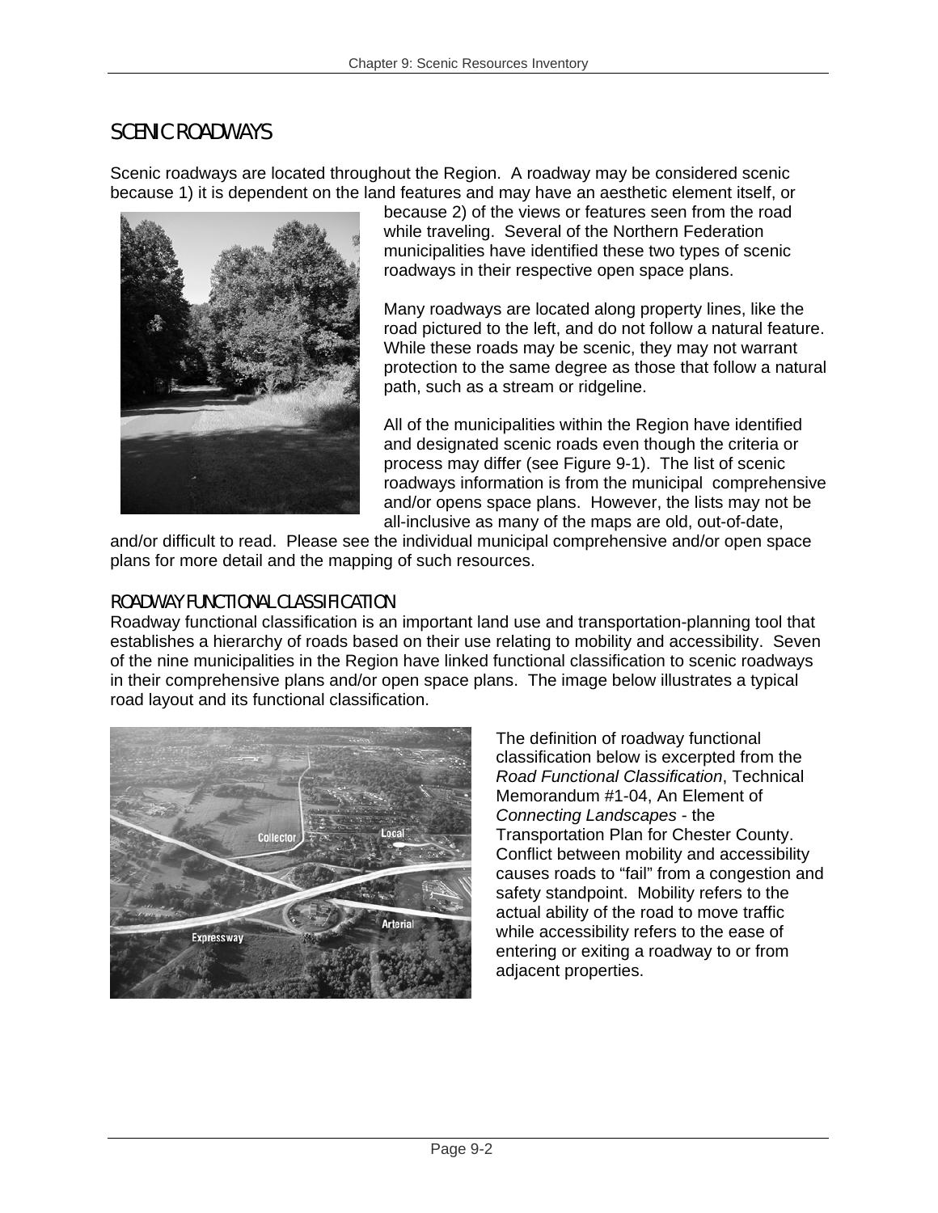# SCENIC ROADWAYS

Scenic roadways are located throughout the Region. A roadway may be considered scenic because 1) it is dependent on the land features and may have an aesthetic element itself, or because 2) of the views or features seen from the road while traveling. Several of the Northern Federation municipalities have identified these two types of scenic roadways in their respective open space plans.

Many roadways are located along property lines, like the road pictured to the left, and do not follow a natural feature. While these roads may be scenic, they may not warrant protection to the same degree as those that follow a natural path, such as a stream or ridgeline.

All of the municipalities within the Region have identified and designated scenic roads even though the criteria or process may differ (see Figure 9-1). The list of scenic roadways information is from the municipal comprehensive and/or opens space plans. However, the lists may not be all-inclusive as many of the maps are old, out-of-date, and/or difficult to read. Please see the individual municipal comprehensive and/or open space plans for more detail and the mapping of such resources.

## ROADWAY FUNCTIONAL CLASSIFICATION

Roadway functional classification is an important land use and transportation-planning tool that establishes a hierarchy of roads based on their use relating to mobility and accessibility. Seven of the nine municipalities in the Region have linked functional classification to scenic roadways in their comprehensive plans and/or open space plans. The image below illustrates a typical road layout and its functional classification.

Collector

Local

Arterial

Expressway

The definition of roadway functional classification below is excerpted from the *Road Functional Classification*, Technical Memorandum #1-04, An Element of *Connecting Landscapes* - the Transportation Plan for Chester County. Conflict between mobility and accessibility causes roads to "fail" from a congestion and safety standpoint. Mobility refers to the actual ability of the road to move traffic while accessibility refers to the ease of entering or exiting a roadway to or from adjacent properties.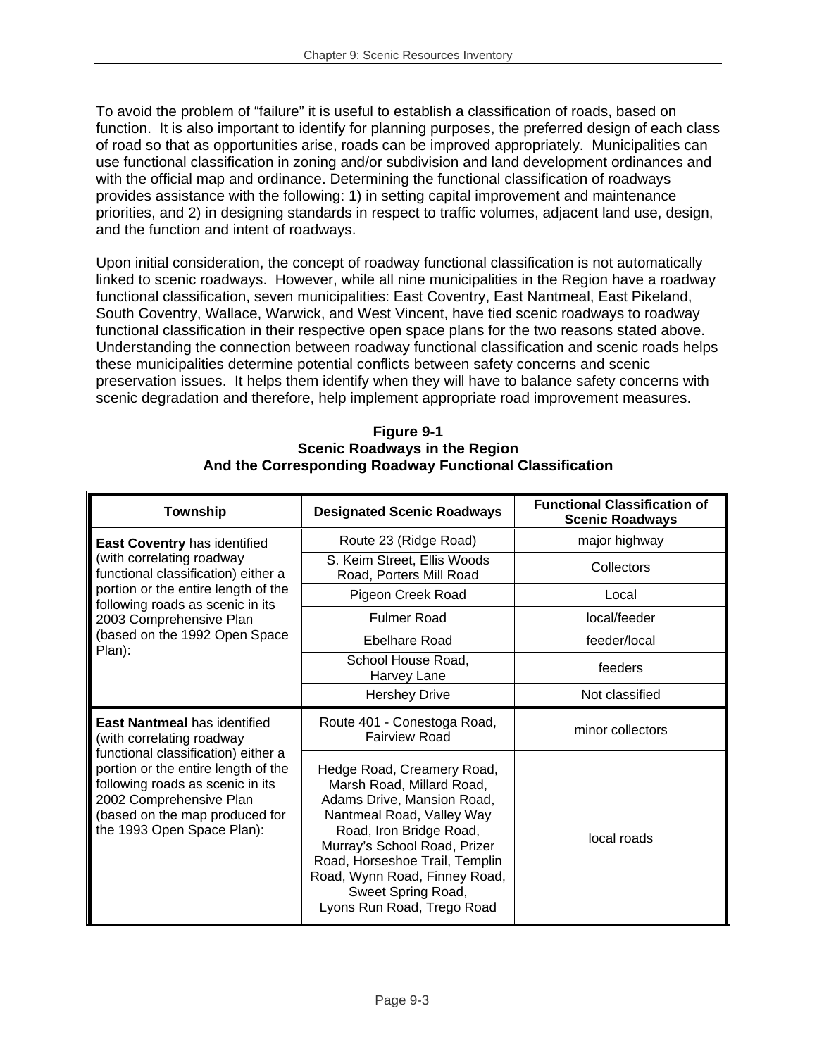To avoid the problem of "failure" it is useful to establish a classification of roads, based on function. It is also important to identify for planning purposes, the preferred design of each class of road so that as opportunities arise, roads can be improved appropriately. Municipalities can use functional classification in zoning and/or subdivision and land development ordinances and with the official map and ordinance. Determining the functional classification of roadways provides assistance with the following: 1) in setting capital improvement and maintenance priorities, and 2) in designing standards in respect to traffic volumes, adjacent land use, design, and the function and intent of roadways.

Upon initial consideration, the concept of roadway functional classification is not automatically linked to scenic roadways. However, while all nine municipalities in the Region have a roadway functional classification, seven municipalities: East Coventry, East Nantmeal, East Pikeland, South Coventry, Wallace, Warwick, and West Vincent, have tied scenic roadways to roadway functional classification in their respective open space plans for the two reasons stated above. Understanding the connection between roadway functional classification and scenic roads helps these municipalities determine potential conflicts between safety concerns and scenic preservation issues. It helps them identify when they will have to balance safety concerns with scenic degradation and therefore, help implement appropriate road improvement measures.

**Figure 9-1**
**Scenic Roadways in the Region**
**And the Corresponding Roadway Functional Classification**

| Township | Designated Scenic Roadways | Functional Classification of Scenic Roadways |
|---|---|---|
| **East Coventry** has identified (with correlating roadway functional classification) either a portion or the entire length of the following roads as scenic in its 2003 Comprehensive Plan (based on the 1992 Open Space Plan): | Route 23 (Ridge Road) | major highway |
| | S. Keim Street, Ellis Woods Road, Porters Mill Road | Collectors |
| | Pigeon Creek Road | Local |
| | Fulmer Road | local/feeder |
| | Ebelhare Road | feeder/local |
| | School House Road, Harvey Lane | feeders |
| | Hershey Drive | Not classified |
| **East Nantmeal** has identified (with correlating roadway functional classification) either a portion or the entire length of the following roads as scenic in its 2002 Comprehensive Plan (based on the map produced for the 1993 Open Space Plan): | Route 401 - Conestoga Road, Fairview Road | minor collectors |
| | Hedge Road, Creamery Road, Marsh Road, Millard Road, Adams Drive, Mansion Road, Nantmeal Road, Valley Way Road, Iron Bridge Road, Murray's School Road, Prizer Road, Horseshoe Trail, Templin Road, Wynn Road, Finney Road, Sweet Spring Road, Lyons Run Road, Trego Road | local roads |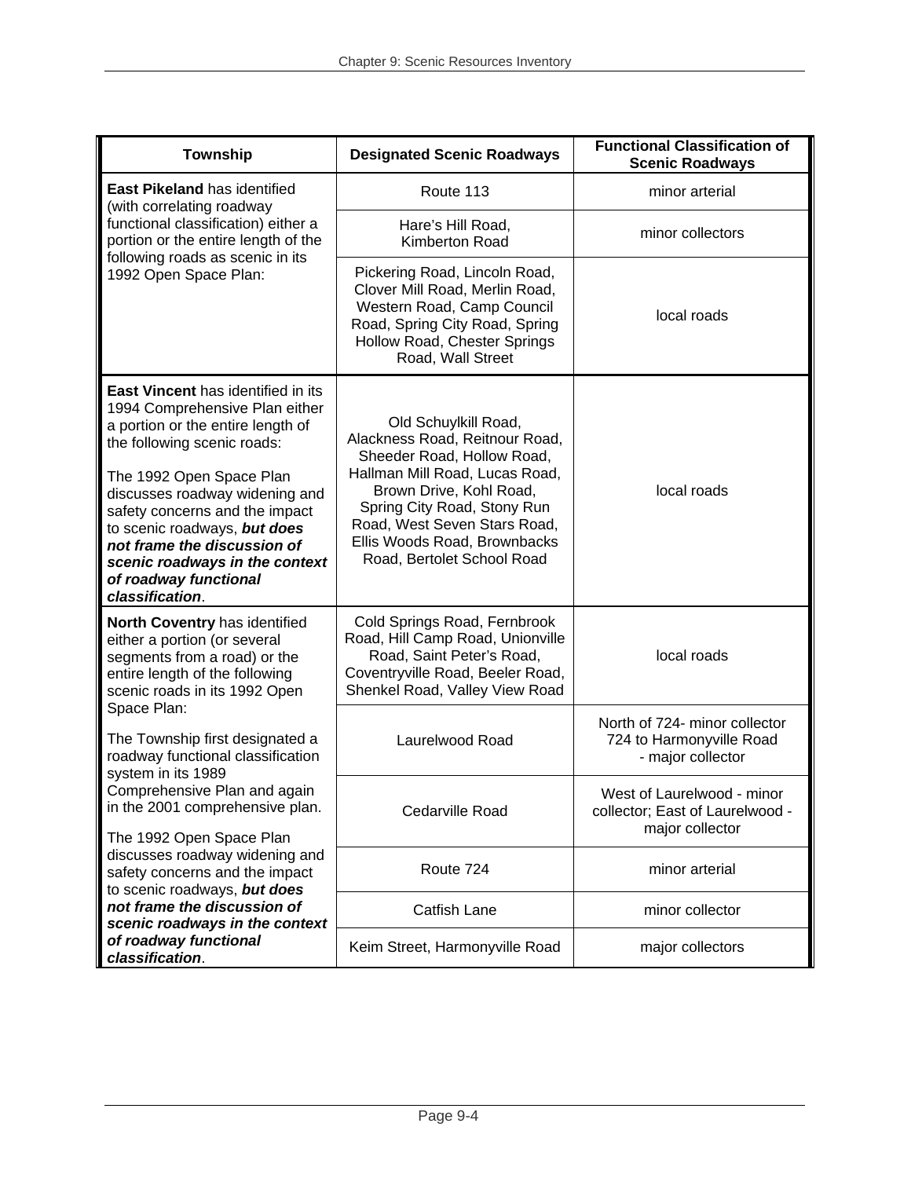| Township | Designated Scenic Roadways | Functional Classification of Scenic Roadways |
|---|---|---|
| **East Pikeland** has identified (with correlating roadway functional classification) either a portion or the entire length of the following roads as scenic in its 1992 Open Space Plan: | Route 113 | minor arterial |
| | Hare's Hill Road, Kimberton Road | minor collectors |
| | Pickering Road, Lincoln Road, Clover Mill Road, Merlin Road, Western Road, Camp Council Road, Spring City Road, Spring Hollow Road, Chester Springs Road, Wall Street | local roads |
| **East Vincent** has identified in its 1994 Comprehensive Plan either a portion or the entire length of the following scenic roads: The 1992 Open Space Plan discusses roadway widening and safety concerns and the impact to scenic roadways, ***but does not frame the discussion of scenic roadways in the context of roadway functional classification***. | Old Schuylkill Road, Alackness Road, Reitnour Road, Sheeder Road, Hollow Road, Hallman Mill Road, Lucas Road, Brown Drive, Kohl Road, Spring City Road, Stony Run Road, West Seven Stars Road, Ellis Woods Road, Brownbacks Road, Bertolet School Road | local roads |
| **North Coventry** has identified either a portion (or several segments from a road) or the entire length of the following scenic roads in its 1992 Open Space Plan: The Township first designated a roadway functional classification system in its 1989 Comprehensive Plan and again in the 2001 comprehensive plan. The 1992 Open Space Plan discusses roadway widening and safety concerns and the impact to scenic roadways, ***but does not frame the discussion of scenic roadways in the context of roadway functional classification***. | Cold Springs Road, Fernbrook Road, Hill Camp Road, Unionville Road, Saint Peter's Road, Coventryville Road, Beeler Road, Shenkel Road, Valley View Road | local roads |
| | Laurelwood Road | North of 724- minor collector 724 to Harmonyville Road - major collector |
| | Cedarville Road | West of Laurelwood - minor collector; East of Laurelwood - major collector |
| | Route 724 | minor arterial |
| | Catfish Lane | minor collector |
| | Keim Street, Harmonyville Road | major collectors |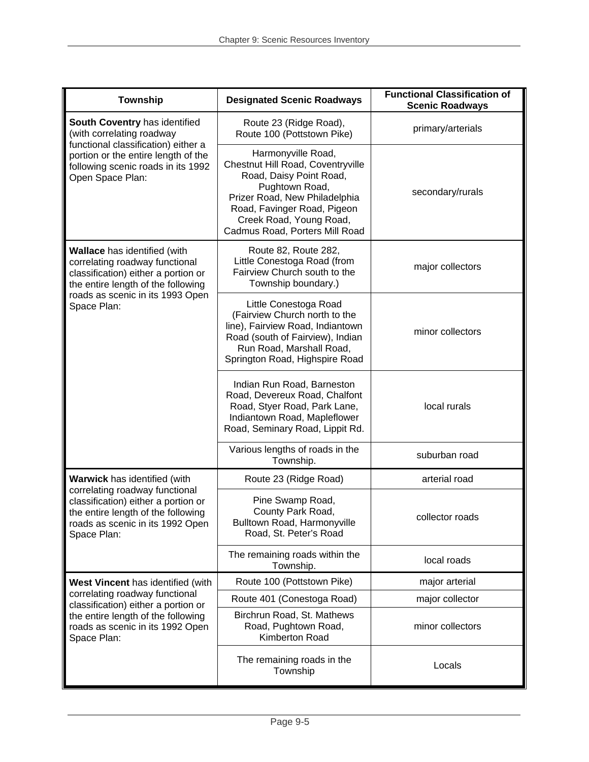| Township | Designated Scenic Roadways | Functional Classification of Scenic Roadways |
|---|---|---|
| **South Coventry** has identified (with correlating roadway functional classification) either a portion or the entire length of the following scenic roads in its 1992 Open Space Plan: | Route 23 (Ridge Road), Route 100 (Pottstown Pike) | primary/arterials |
| | Harmonyville Road, Chestnut Hill Road, Coventryville Road, Daisy Point Road, Pughtown Road, Prizer Road, New Philadelphia Road, Favinger Road, Pigeon Creek Road, Young Road, Cadmus Road, Porters Mill Road | secondary/rurals |
| **Wallace** has identified (with correlating roadway functional classification) either a portion or the entire length of the following roads as scenic in its 1993 Open Space Plan: | Route 82, Route 282, Little Conestoga Road (from Fairview Church south to the Township boundary.) | major collectors |
| | Little Conestoga Road (Fairview Church north to the line), Fairview Road, Indiantown Road (south of Fairview), Indian Run Road, Marshall Road, Springton Road, Highspire Road | minor collectors |
| | Indian Run Road, Barneston Road, Devereux Road, Chalfont Road, Styer Road, Park Lane, Indiantown Road, Mapleflower Road, Seminary Road, Lippit Rd. | local rurals |
| | Various lengths of roads in the Township. | suburban road |
| **Warwick** has identified (with correlating roadway functional classification) either a portion or the entire length of the following roads as scenic in its 1992 Open Space Plan: | Route 23 (Ridge Road) | arterial road |
| | Pine Swamp Road, County Park Road, Bulltown Road, Harmonyville Road, St. Peter's Road | collector roads |
| | The remaining roads within the Township. | local roads |
| **West Vincent** has identified (with correlating roadway functional classification) either a portion or the entire length of the following roads as scenic in its 1992 Open Space Plan: | Route 100 (Pottstown Pike) | major arterial |
| | Route 401 (Conestoga Road) | major collector |
| | Birchrun Road, St. Mathews Road, Pughtown Road, Kimberton Road | minor collectors |
| | The remaining roads in the Township | Locals |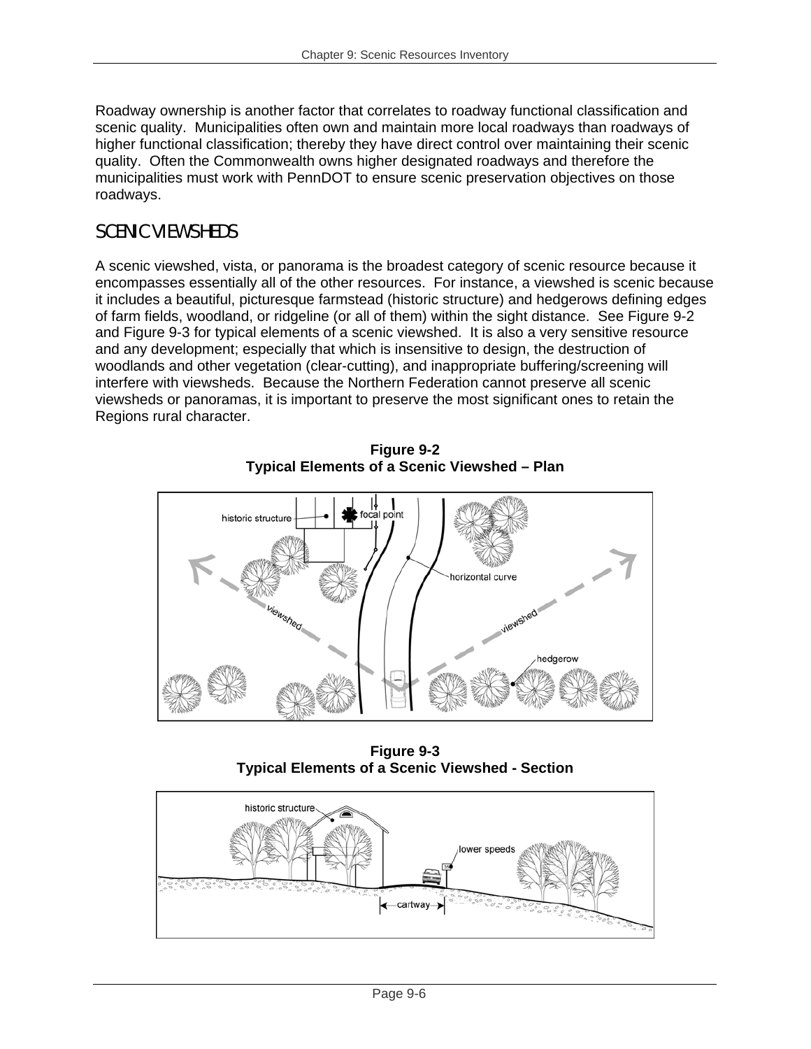Roadway ownership is another factor that correlates to roadway functional classification and scenic quality. Municipalities often own and maintain more local roadways than roadways of higher functional classification; thereby they have direct control over maintaining their scenic quality. Often the Commonwealth owns higher designated roadways and therefore the municipalities must work with PennDOT to ensure scenic preservation objectives on those roadways.

## SCENIC VIEWSHEDS

A scenic viewshed, vista, or panorama is the broadest category of scenic resource because it encompasses essentially all of the other resources. For instance, a viewshed is scenic because it includes a beautiful, picturesque farmstead (historic structure) and hedgerows defining edges of farm fields, woodland, or ridgeline (or all of them) within the sight distance. See Figure 9-2 and Figure 9-3 for typical elements of a scenic viewshed. It is also a very sensitive resource and any development; especially that which is insensitive to design, the destruction of woodlands and other vegetation (clear-cutting), and inappropriate buffering/screening will interfere with viewsheds. Because the Northern Federation cannot preserve all scenic viewsheds or panoramas, it is important to preserve the most significant ones to retain the Regions rural character.

**Figure 9-2**
**Typical Elements of a Scenic Viewshed – Plan**

historic structure

focal point

horizontal curve

viewshed

viewshed

hedgerow

**Figure 9-3**
**Typical Elements of a Scenic Viewshed - Section**

historic structure

lower speeds

cartway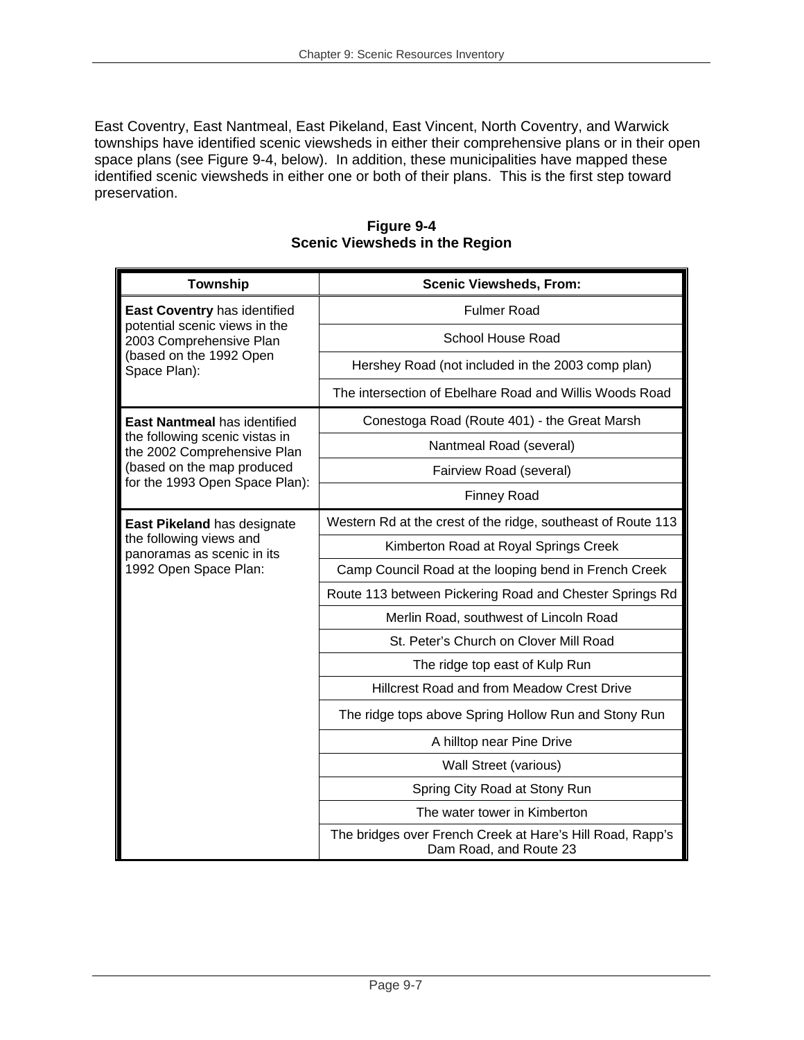East Coventry, East Nantmeal, East Pikeland, East Vincent, North Coventry, and Warwick townships have identified scenic viewsheds in either their comprehensive plans or in their open space plans (see Figure 9-4, below). In addition, these municipalities have mapped these identified scenic viewsheds in either one or both of their plans. This is the first step toward preservation.

**Figure 9-4**
**Scenic Viewsheds in the Region**

| Township | Scenic Viewsheds, From: |
|---|---|
| **East Coventry** has identified potential scenic views in the 2003 Comprehensive Plan (based on the 1992 Open Space Plan): | Fulmer Road |
| | School House Road |
| | Hershey Road (not included in the 2003 comp plan) |
| | The intersection of Ebelhare Road and Willis Woods Road |
| **East Nantmeal** has identified the following scenic vistas in the 2002 Comprehensive Plan (based on the map produced for the 1993 Open Space Plan): | Conestoga Road (Route 401) - the Great Marsh |
| | Nantmeal Road (several) |
| | Fairview Road (several) |
| | Finney Road |
| **East Pikeland** has designate the following views and panoramas as scenic in its 1992 Open Space Plan: | Western Rd at the crest of the ridge, southeast of Route 113 |
| | Kimberton Road at Royal Springs Creek |
| | Camp Council Road at the looping bend in French Creek |
| | Route 113 between Pickering Road and Chester Springs Rd |
| | Merlin Road, southwest of Lincoln Road |
| | St. Peter's Church on Clover Mill Road |
| | The ridge top east of Kulp Run |
| | Hillcrest Road and from Meadow Crest Drive |
| | The ridge tops above Spring Hollow Run and Stony Run |
| | A hilltop near Pine Drive |
| | Wall Street (various) |
| | Spring City Road at Stony Run |
| | The water tower in Kimberton |
| | The bridges over French Creek at Hare's Hill Road, Rapp's Dam Road, and Route 23 |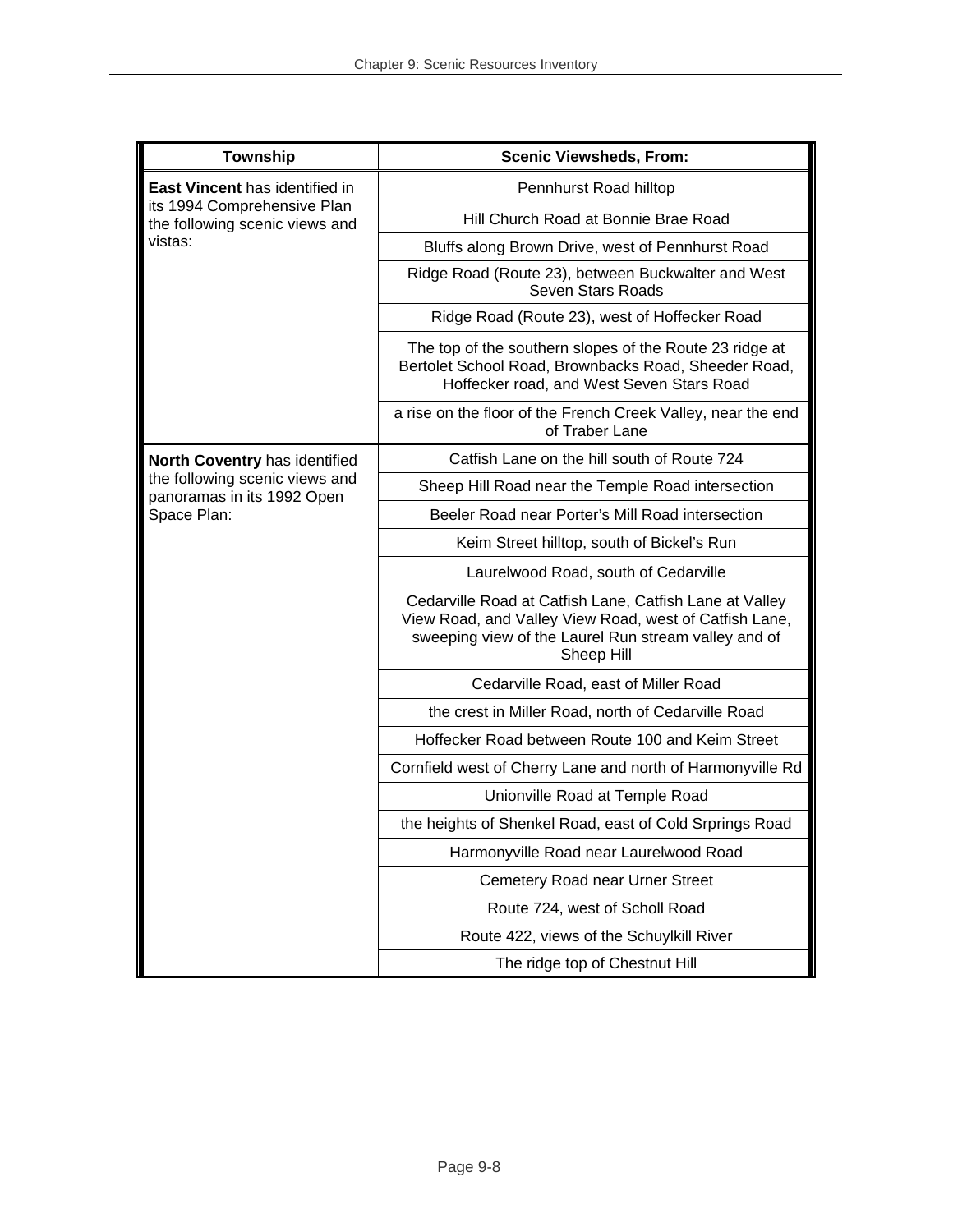| Township | Scenic Viewsheds, From: |
|---|---|
| **East Vincent** has identified in its 1994 Comprehensive Plan the following scenic views and vistas: | Pennhurst Road hilltop |
| | Hill Church Road at Bonnie Brae Road |
| | Bluffs along Brown Drive, west of Pennhurst Road |
| | Ridge Road (Route 23), between Buckwalter and West Seven Stars Roads |
| | Ridge Road (Route 23), west of Hoffecker Road |
| | The top of the southern slopes of the Route 23 ridge at Bertolet School Road, Brownbacks Road, Sheeder Road, Hoffecker road, and West Seven Stars Road |
| | a rise on the floor of the French Creek Valley, near the end of Traber Lane |
| **North Coventry** has identified the following scenic views and panoramas in its 1992 Open Space Plan: | Catfish Lane on the hill south of Route 724 |
| | Sheep Hill Road near the Temple Road intersection |
| | Beeler Road near Porter's Mill Road intersection |
| | Keim Street hilltop, south of Bickel's Run |
| | Laurelwood Road, south of Cedarville |
| | Cedarville Road at Catfish Lane, Catfish Lane at Valley View Road, and Valley View Road, west of Catfish Lane, sweeping view of the Laurel Run stream valley and of Sheep Hill |
| | Cedarville Road, east of Miller Road |
| | the crest in Miller Road, north of Cedarville Road |
| | Hoffecker Road between Route 100 and Keim Street |
| | Cornfield west of Cherry Lane and north of Harmonyville Rd |
| | Unionville Road at Temple Road |
| | the heights of Shenkel Road, east of Cold Srprings Road |
| | Harmonyville Road near Laurelwood Road |
| | Cemetery Road near Urner Street |
| | Route 724, west of Scholl Road |
| | Route 422, views of the Schuylkill River |
| | The ridge top of Chestnut Hill |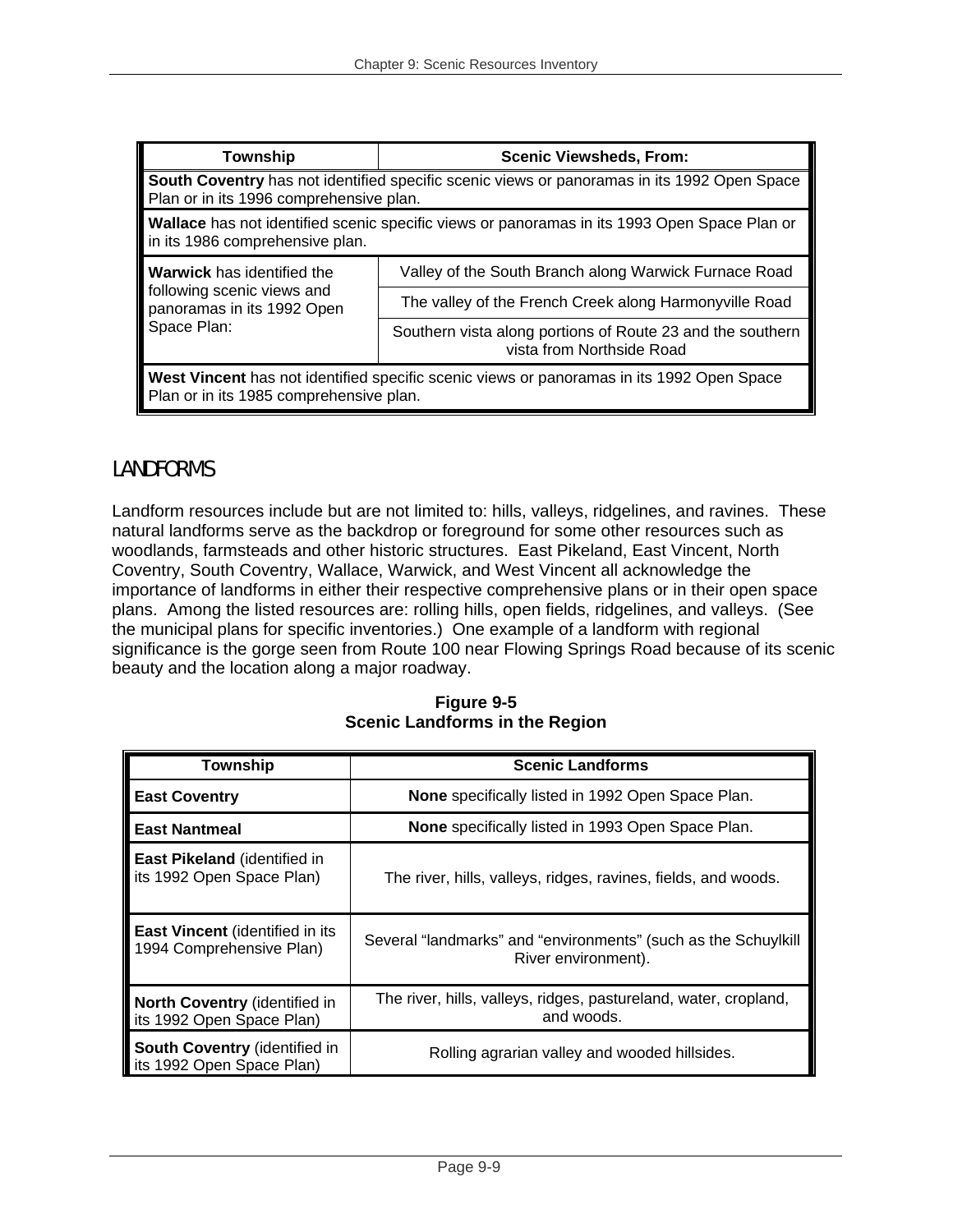| Township | Scenic Viewsheds, From: |
|---|---|
| **South Coventry** has not identified specific scenic views or panoramas in its 1992 Open Space Plan or in its 1996 comprehensive plan. | |
| **Wallace** has not identified scenic specific views or panoramas in its 1993 Open Space Plan or in its 1986 comprehensive plan. | |
| **Warwick** has identified the following scenic views and panoramas in its 1992 Open Space Plan: | Valley of the South Branch along Warwick Furnace Road |
| | The valley of the French Creek along Harmonyville Road |
| | Southern vista along portions of Route 23 and the southern vista from Northside Road |
| **West Vincent** has not identified specific scenic views or panoramas in its 1992 Open Space Plan or in its 1985 comprehensive plan. | |

## LANDFORMS

Landform resources include but are not limited to: hills, valleys, ridgelines, and ravines. These natural landforms serve as the backdrop or foreground for some other resources such as woodlands, farmsteads and other historic structures. East Pikeland, East Vincent, North Coventry, South Coventry, Wallace, Warwick, and West Vincent all acknowledge the importance of landforms in either their respective comprehensive plans or in their open space plans. Among the listed resources are: rolling hills, open fields, ridgelines, and valleys. (See the municipal plans for specific inventories.) One example of a landform with regional significance is the gorge seen from Route 100 near Flowing Springs Road because of its scenic beauty and the location along a major roadway.

**Figure 9-5**
**Scenic Landforms in the Region**

| Township | Scenic Landforms |
|---|---|
| **East Coventry** | **None** specifically listed in 1992 Open Space Plan. |
| **East Nantmeal** | **None** specifically listed in 1993 Open Space Plan. |
| **East Pikeland** (identified in its 1992 Open Space Plan) | The river, hills, valleys, ridges, ravines, fields, and woods. |
| **East Vincent** (identified in its 1994 Comprehensive Plan) | Several "landmarks" and "environments" (such as the Schuylkill River environment). |
| **North Coventry** (identified in its 1992 Open Space Plan) | The river, hills, valleys, ridges, pastureland, water, cropland, and woods. |
| **South Coventry** (identified in its 1992 Open Space Plan) | Rolling agrarian valley and wooded hillsides. |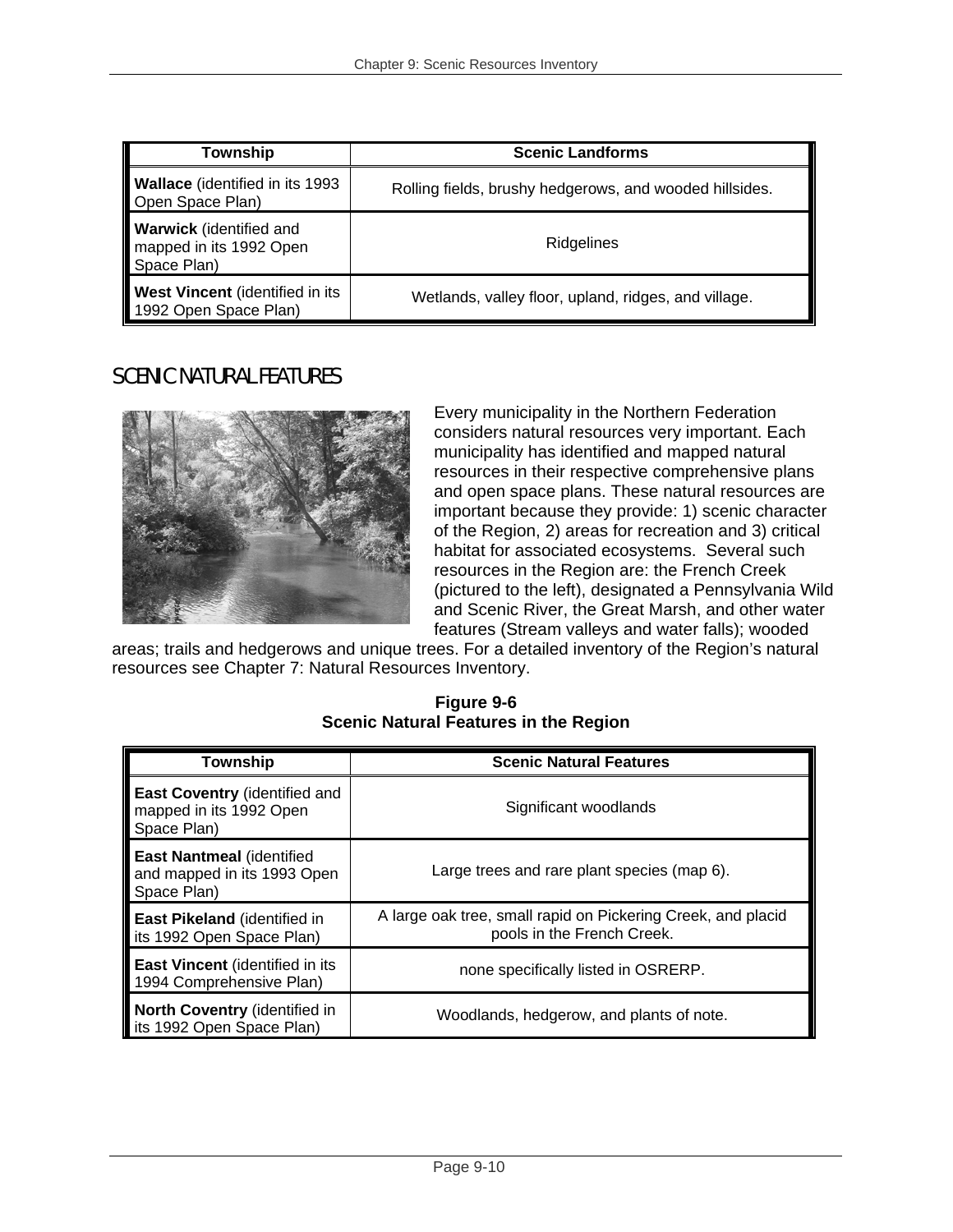| Township | Scenic Landforms |
|---|---|
| **Wallace** (identified in its 1993 Open Space Plan) | Rolling fields, brushy hedgerows, and wooded hillsides. |
| **Warwick** (identified and mapped in its 1992 Open Space Plan) | Ridgelines |
| **West Vincent** (identified in its 1992 Open Space Plan) | Wetlands, valley floor, upland, ridges, and village. |

## SCENIC NATURAL FEATURES

Every municipality in the Northern Federation considers natural resources very important. Each municipality has identified and mapped natural resources in their respective comprehensive plans and open space plans. These natural resources are important because they provide: 1) scenic character of the Region, 2) areas for recreation and 3) critical habitat for associated ecosystems. Several such resources in the Region are: the French Creek (pictured to the left), designated a Pennsylvania Wild and Scenic River, the Great Marsh, and other water features (Stream valleys and water falls); wooded areas; trails and hedgerows and unique trees. For a detailed inventory of the Region's natural resources see Chapter 7: Natural Resources Inventory.

**Figure 9-6**
**Scenic Natural Features in the Region**

| Township | Scenic Natural Features |
|---|---|
| **East Coventry** (identified and mapped in its 1992 Open Space Plan) | Significant woodlands |
| **East Nantmeal** (identified and mapped in its 1993 Open Space Plan) | Large trees and rare plant species (map 6). |
| **East Pikeland** (identified in its 1992 Open Space Plan) | A large oak tree, small rapid on Pickering Creek, and placid pools in the French Creek. |
| **East Vincent** (identified in its 1994 Comprehensive Plan) | none specifically listed in OSRERP. |
| **North Coventry** (identified in its 1992 Open Space Plan) | Woodlands, hedgerow, and plants of note. |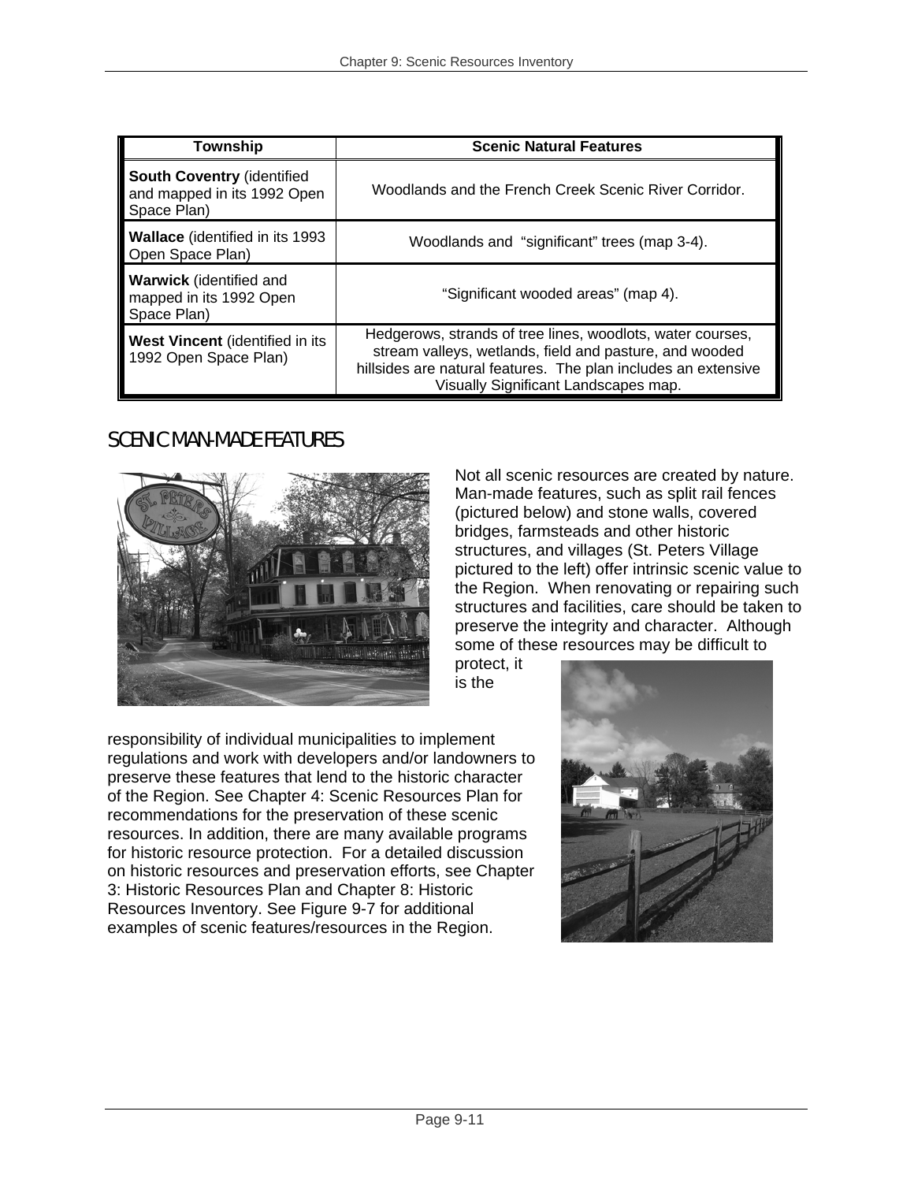| Township | Scenic Natural Features |
|---|---|
| **South Coventry** (identified and mapped in its 1992 Open Space Plan) | Woodlands and the French Creek Scenic River Corridor. |
| **Wallace** (identified in its 1993 Open Space Plan) | Woodlands and "significant" trees (map 3-4). |
| **Warwick** (identified and mapped in its 1992 Open Space Plan) | "Significant wooded areas" (map 4). |
| **West Vincent** (identified in its 1992 Open Space Plan) | Hedgerows, strands of tree lines, woodlots, water courses, stream valleys, wetlands, field and pasture, and wooded hillsides are natural features. The plan includes an extensive Visually Significant Landscapes map. |

## SCENIC MAN-MADE FEATURES

Not all scenic resources are created by nature. Man-made features, such as split rail fences (pictured below) and stone walls, covered bridges, farmsteads and other historic structures, and villages (St. Peters Village pictured to the left) offer intrinsic scenic value to the Region. When renovating or repairing such structures and facilities, care should be taken to preserve the integrity and character. Although some of these resources may be difficult to protect, it is the responsibility of individual municipalities to implement regulations and work with developers and/or landowners to preserve these features that lend to the historic character of the Region. See Chapter 4: Scenic Resources Plan for recommendations for the preservation of these scenic resources. In addition, there are many available programs for historic resource protection. For a detailed discussion on historic resources and preservation efforts, see Chapter 3: Historic Resources Plan and Chapter 8: Historic Resources Inventory. See Figure 9-7 for additional examples of scenic features/resources in the Region.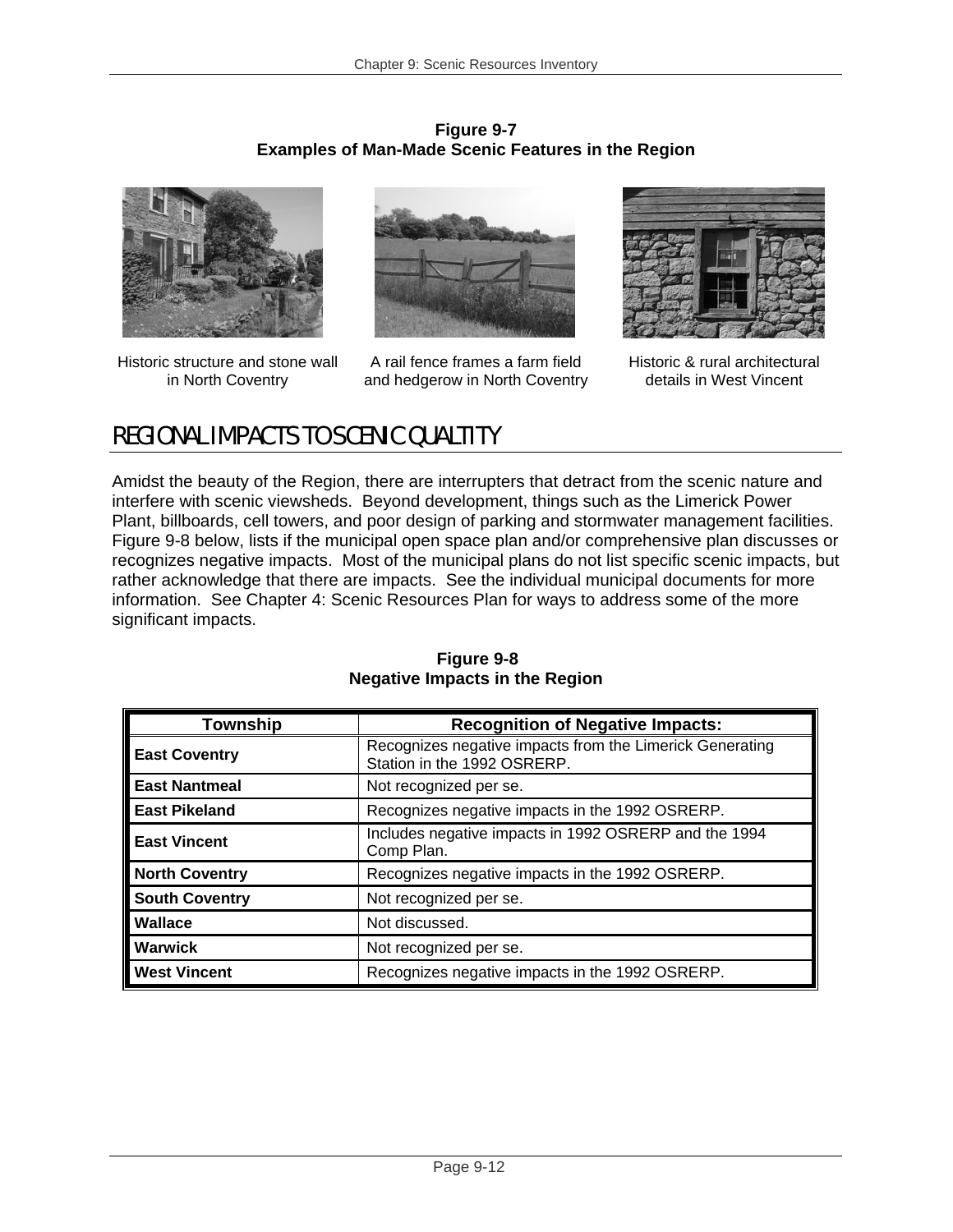**Figure 9-7**
**Examples of Man-Made Scenic Features in the Region**

Historic structure and stone wall in North Coventry

A rail fence frames a farm field and hedgerow in North Coventry

Historic & rural architectural details in West Vincent

## REGIONAL IMPACTS TO SCENIC QUALTITY

Amidst the beauty of the Region, there are interrupters that detract from the scenic nature and interfere with scenic viewsheds. Beyond development, things such as the Limerick Power Plant, billboards, cell towers, and poor design of parking and stormwater management facilities. Figure 9-8 below, lists if the municipal open space plan and/or comprehensive plan discusses or recognizes negative impacts. Most of the municipal plans do not list specific scenic impacts, but rather acknowledge that there are impacts. See the individual municipal documents for more information. See Chapter 4: Scenic Resources Plan for ways to address some of the more significant impacts.

**Figure 9-8**
**Negative Impacts in the Region**

| Township | Recognition of Negative Impacts: |
|---|---|
| **East Coventry** | Recognizes negative impacts from the Limerick Generating Station in the 1992 OSRERP. |
| **East Nantmeal** | Not recognized per se. |
| **East Pikeland** | Recognizes negative impacts in the 1992 OSRERP. |
| **East Vincent** | Includes negative impacts in 1992 OSRERP and the 1994 Comp Plan. |
| **North Coventry** | Recognizes negative impacts in the 1992 OSRERP. |
| **South Coventry** | Not recognized per se. |
| **Wallace** | Not discussed. |
| **Warwick** | Not recognized per se. |
| **West Vincent** | Recognizes negative impacts in the 1992 OSRERP. |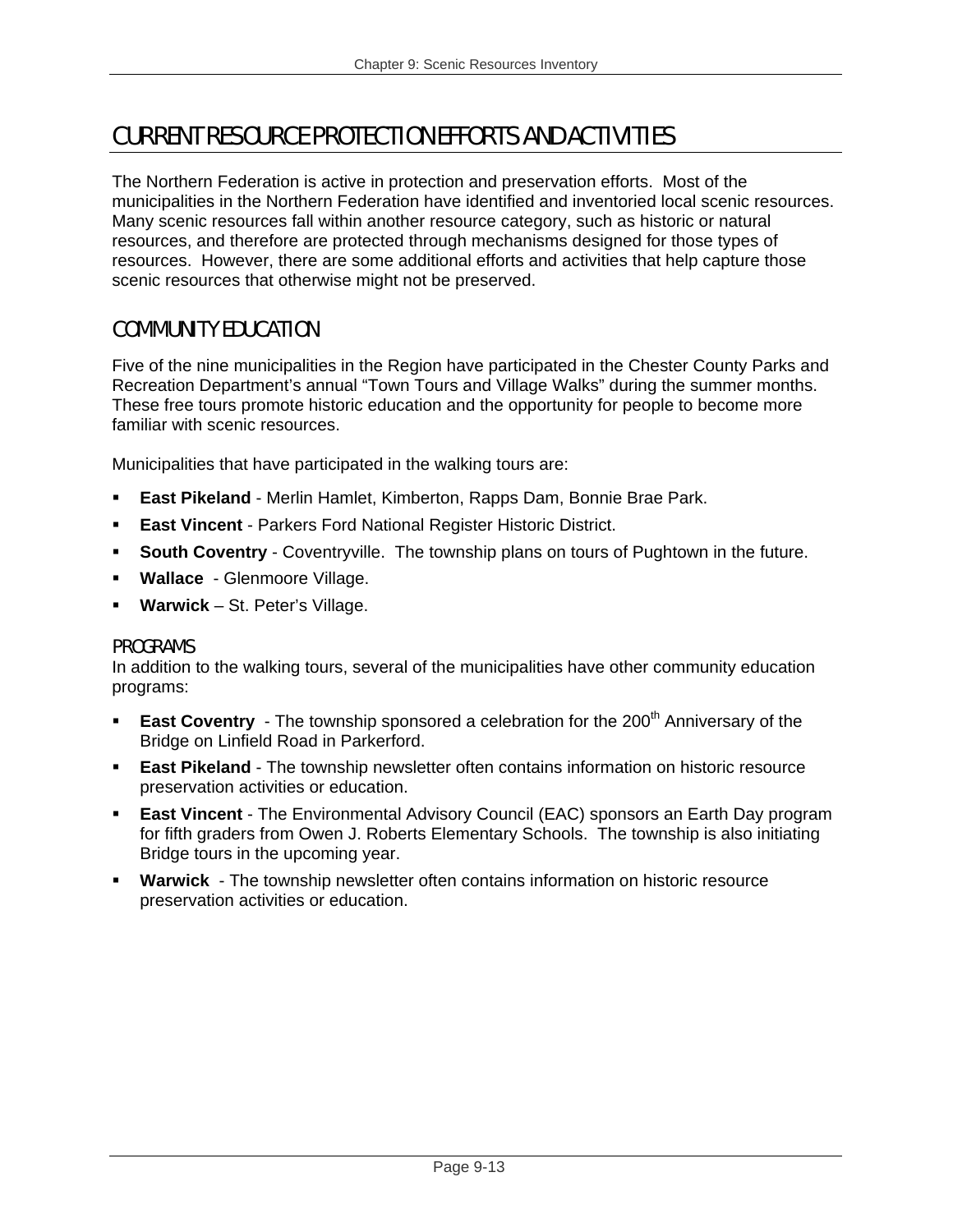# CURRENT RESOURCE PROTECTION EFFORTS AND ACTIVITIES

The Northern Federation is active in protection and preservation efforts. Most of the municipalities in the Northern Federation have identified and inventoried local scenic resources. Many scenic resources fall within another resource category, such as historic or natural resources, and therefore are protected through mechanisms designed for those types of resources. However, there are some additional efforts and activities that help capture those scenic resources that otherwise might not be preserved.

## COMMUNITY EDUCATION

Five of the nine municipalities in the Region have participated in the Chester County Parks and Recreation Department's annual "Town Tours and Village Walks" during the summer months. These free tours promote historic education and the opportunity for people to become more familiar with scenic resources.

Municipalities that have participated in the walking tours are:

- **East Pikeland** - Merlin Hamlet, Kimberton, Rapps Dam, Bonnie Brae Park.
- **East Vincent** - Parkers Ford National Register Historic District.
- **South Coventry** - Coventryville. The township plans on tours of Pughtown in the future.
- **Wallace** - Glenmoore Village.
- **Warwick** – St. Peter's Village.

### PROGRAMS

In addition to the walking tours, several of the municipalities have other community education programs:

- **East Coventry** - The township sponsored a celebration for the 200th Anniversary of the Bridge on Linfield Road in Parkerford.
- **East Pikeland** - The township newsletter often contains information on historic resource preservation activities or education.
- **East Vincent** - The Environmental Advisory Council (EAC) sponsors an Earth Day program for fifth graders from Owen J. Roberts Elementary Schools. The township is also initiating Bridge tours in the upcoming year.
- **Warwick** - The township newsletter often contains information on historic resource preservation activities or education.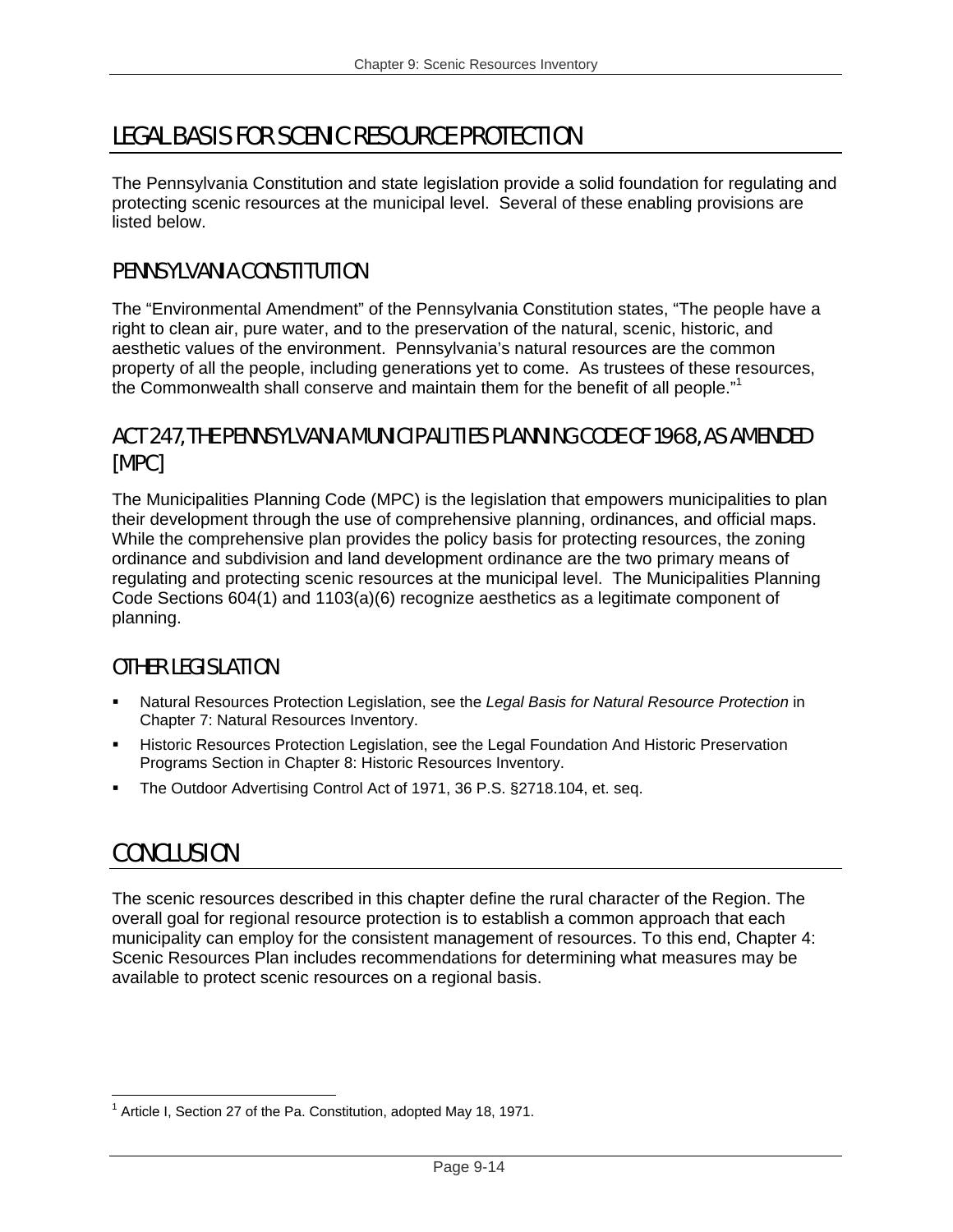# LEGAL BASIS FOR SCENIC RESOURCE PROTECTION

The Pennsylvania Constitution and state legislation provide a solid foundation for regulating and protecting scenic resources at the municipal level. Several of these enabling provisions are listed below.

## PENNSYLVANIA CONSTITUTION

The "Environmental Amendment" of the Pennsylvania Constitution states, "The people have a right to clean air, pure water, and to the preservation of the natural, scenic, historic, and aesthetic values of the environment. Pennsylvania's natural resources are the common property of all the people, including generations yet to come. As trustees of these resources, the Commonwealth shall conserve and maintain them for the benefit of all people."[1]

## ACT 247, THE PENNSYLVANIA MUNICIPALITIES PLANNING CODE OF 1968, AS AMENDED [MPC]

The Municipalities Planning Code (MPC) is the legislation that empowers municipalities to plan their development through the use of comprehensive planning, ordinances, and official maps. While the comprehensive plan provides the policy basis for protecting resources, the zoning ordinance and subdivision and land development ordinance are the two primary means of regulating and protecting scenic resources at the municipal level. The Municipalities Planning Code Sections 604(1) and 1103(a)(6) recognize aesthetics as a legitimate component of planning.

## OTHER LEGISLATION

- Natural Resources Protection Legislation, see the *Legal Basis for Natural Resource Protection* in Chapter 7: Natural Resources Inventory.
- Historic Resources Protection Legislation, see the Legal Foundation And Historic Preservation Programs Section in Chapter 8: Historic Resources Inventory.
- The Outdoor Advertising Control Act of 1971, 36 P.S. §2718.104, et. seq.

# CONCLUSION

The scenic resources described in this chapter define the rural character of the Region. The overall goal for regional resource protection is to establish a common approach that each municipality can employ for the consistent management of resources. To this end, Chapter 4: Scenic Resources Plan includes recommendations for determining what measures may be available to protect scenic resources on a regional basis.

[1] Article I, Section 27 of the Pa. Constitution, adopted May 18, 1971.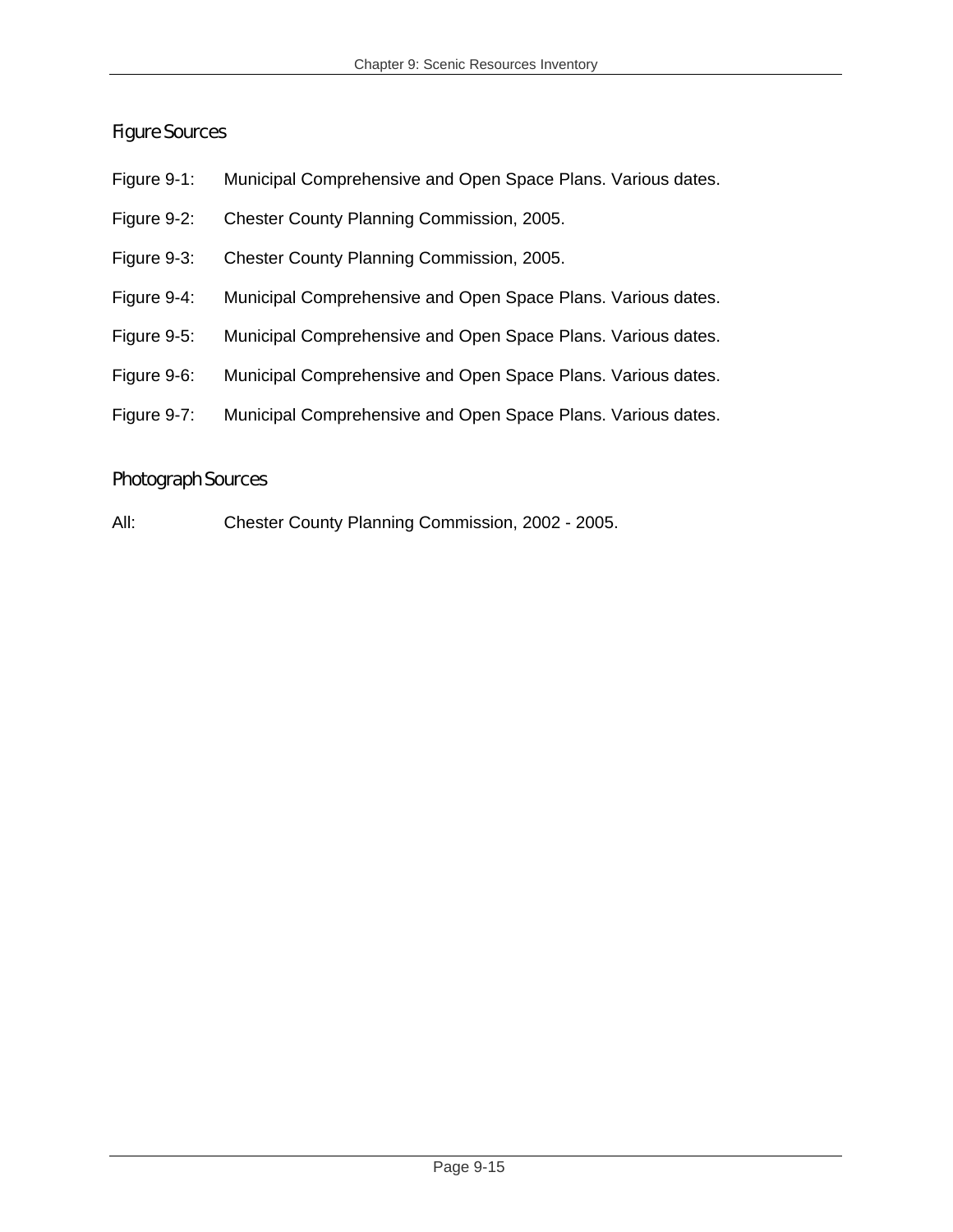## Figure Sources

Figure 9-1: Municipal Comprehensive and Open Space Plans. Various dates.

Figure 9-2: Chester County Planning Commission, 2005.

Figure 9-3: Chester County Planning Commission, 2005.

Figure 9-4: Municipal Comprehensive and Open Space Plans. Various dates.

Figure 9-5: Municipal Comprehensive and Open Space Plans. Various dates.

Figure 9-6: Municipal Comprehensive and Open Space Plans. Various dates.

Figure 9-7: Municipal Comprehensive and Open Space Plans. Various dates.

## Photograph Sources

All: Chester County Planning Commission, 2002 - 2005.